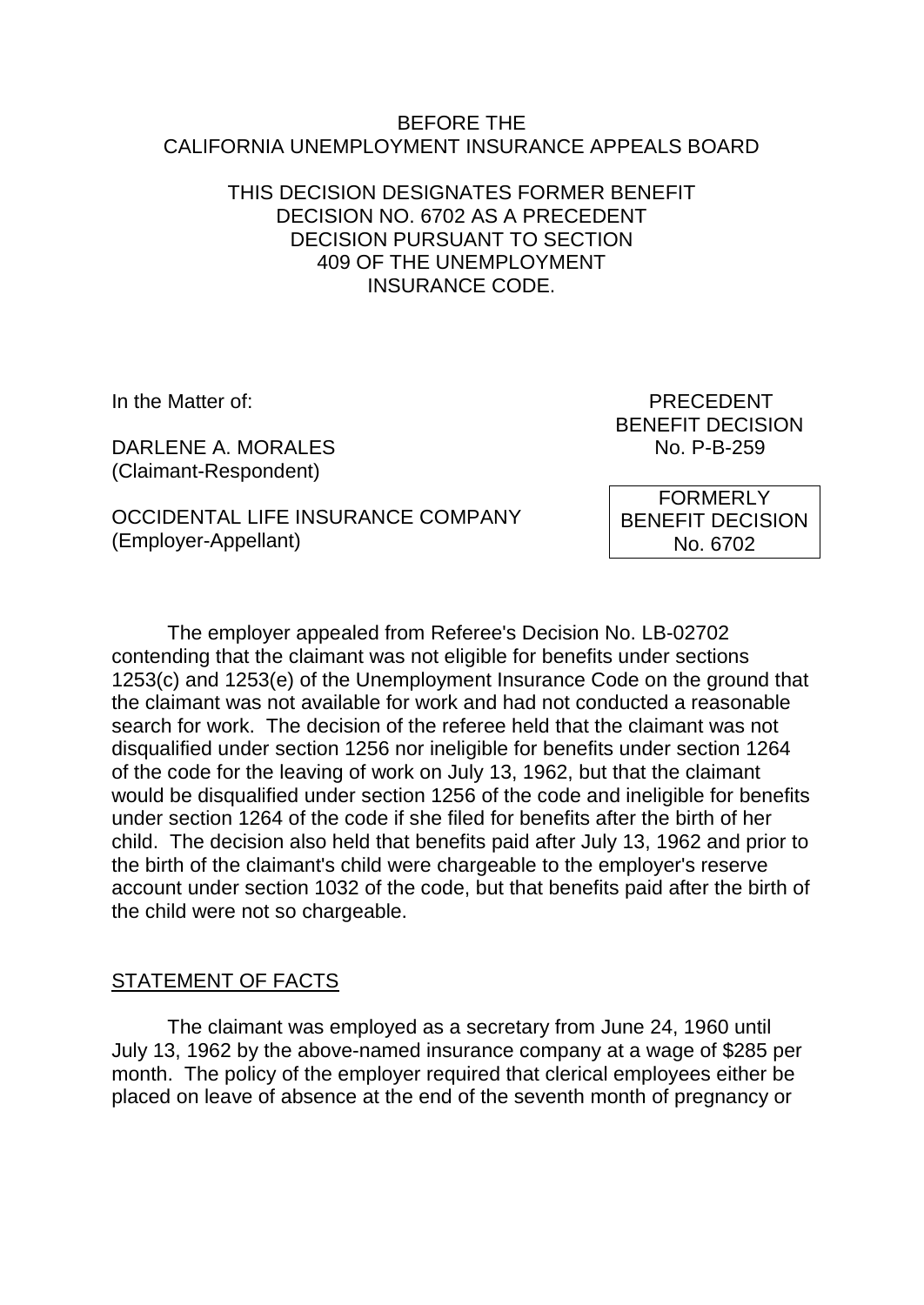BEFORE THE
CALIFORNIA UNEMPLOYMENT INSURANCE APPEALS BOARD

THIS DECISION DESIGNATES FORMER BENEFIT DECISION NO. 6702 AS A PRECEDENT DECISION PURSUANT TO SECTION 409 OF THE UNEMPLOYMENT INSURANCE CODE.

In the Matter of:

DARLENE A. MORALES
(Claimant-Respondent)

OCCIDENTAL LIFE INSURANCE COMPANY
(Employer-Appellant)

PRECEDENT
BENEFIT DECISION
No. P-B-259

FORMERLY
BENEFIT DECISION
No. 6702

The employer appealed from Referee's Decision No. LB-02702 contending that the claimant was not eligible for benefits under sections 1253(c) and 1253(e) of the Unemployment Insurance Code on the ground that the claimant was not available for work and had not conducted a reasonable search for work. The decision of the referee held that the claimant was not disqualified under section 1256 nor ineligible for benefits under section 1264 of the code for the leaving of work on July 13, 1962, but that the claimant would be disqualified under section 1256 of the code and ineligible for benefits under section 1264 of the code if she filed for benefits after the birth of her child. The decision also held that benefits paid after July 13, 1962 and prior to the birth of the claimant's child were chargeable to the employer's reserve account under section 1032 of the code, but that benefits paid after the birth of the child were not so chargeable.

## STATEMENT OF FACTS

The claimant was employed as a secretary from June 24, 1960 until July 13, 1962 by the above-named insurance company at a wage of $285 per month. The policy of the employer required that clerical employees either be placed on leave of absence at the end of the seventh month of pregnancy or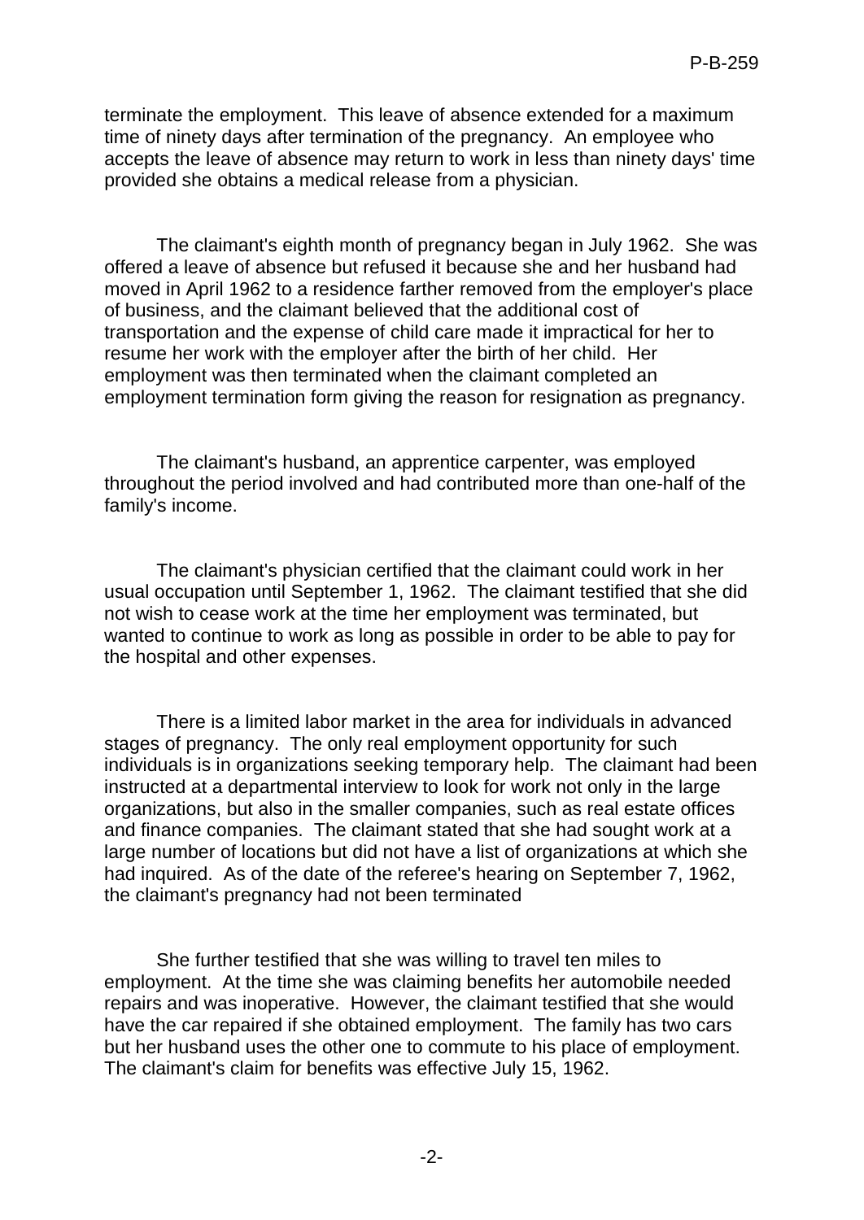terminate the employment. This leave of absence extended for a maximum time of ninety days after termination of the pregnancy. An employee who accepts the leave of absence may return to work in less than ninety days' time provided she obtains a medical release from a physician.

The claimant's eighth month of pregnancy began in July 1962. She was offered a leave of absence but refused it because she and her husband had moved in April 1962 to a residence farther removed from the employer's place of business, and the claimant believed that the additional cost of transportation and the expense of child care made it impractical for her to resume her work with the employer after the birth of her child. Her employment was then terminated when the claimant completed an employment termination form giving the reason for resignation as pregnancy.

The claimant's husband, an apprentice carpenter, was employed throughout the period involved and had contributed more than one-half of the family's income.

The claimant's physician certified that the claimant could work in her usual occupation until September 1, 1962. The claimant testified that she did not wish to cease work at the time her employment was terminated, but wanted to continue to work as long as possible in order to be able to pay for the hospital and other expenses.

There is a limited labor market in the area for individuals in advanced stages of pregnancy. The only real employment opportunity for such individuals is in organizations seeking temporary help. The claimant had been instructed at a departmental interview to look for work not only in the large organizations, but also in the smaller companies, such as real estate offices and finance companies. The claimant stated that she had sought work at a large number of locations but did not have a list of organizations at which she had inquired. As of the date of the referee's hearing on September 7, 1962, the claimant's pregnancy had not been terminated

She further testified that she was willing to travel ten miles to employment. At the time she was claiming benefits her automobile needed repairs and was inoperative. However, the claimant testified that she would have the car repaired if she obtained employment. The family has two cars but her husband uses the other one to commute to his place of employment. The claimant's claim for benefits was effective July 15, 1962.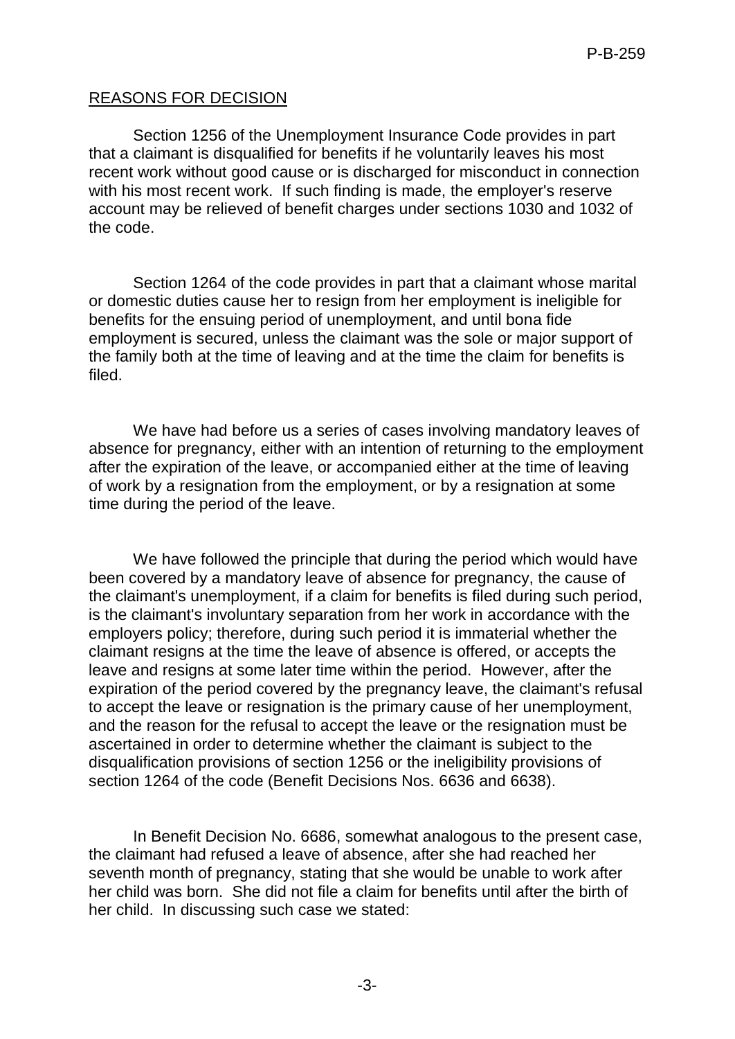## REASONS FOR DECISION

Section 1256 of the Unemployment Insurance Code provides in part that a claimant is disqualified for benefits if he voluntarily leaves his most recent work without good cause or is discharged for misconduct in connection with his most recent work. If such finding is made, the employer's reserve account may be relieved of benefit charges under sections 1030 and 1032 of the code.

Section 1264 of the code provides in part that a claimant whose marital or domestic duties cause her to resign from her employment is ineligible for benefits for the ensuing period of unemployment, and until bona fide employment is secured, unless the claimant was the sole or major support of the family both at the time of leaving and at the time the claim for benefits is filed.

We have had before us a series of cases involving mandatory leaves of absence for pregnancy, either with an intention of returning to the employment after the expiration of the leave, or accompanied either at the time of leaving of work by a resignation from the employment, or by a resignation at some time during the period of the leave.

We have followed the principle that during the period which would have been covered by a mandatory leave of absence for pregnancy, the cause of the claimant's unemployment, if a claim for benefits is filed during such period, is the claimant's involuntary separation from her work in accordance with the employers policy; therefore, during such period it is immaterial whether the claimant resigns at the time the leave of absence is offered, or accepts the leave and resigns at some later time within the period. However, after the expiration of the period covered by the pregnancy leave, the claimant's refusal to accept the leave or resignation is the primary cause of her unemployment, and the reason for the refusal to accept the leave or the resignation must be ascertained in order to determine whether the claimant is subject to the disqualification provisions of section 1256 or the ineligibility provisions of section 1264 of the code (Benefit Decisions Nos. 6636 and 6638).

In Benefit Decision No. 6686, somewhat analogous to the present case, the claimant had refused a leave of absence, after she had reached her seventh month of pregnancy, stating that she would be unable to work after her child was born. She did not file a claim for benefits until after the birth of her child. In discussing such case we stated: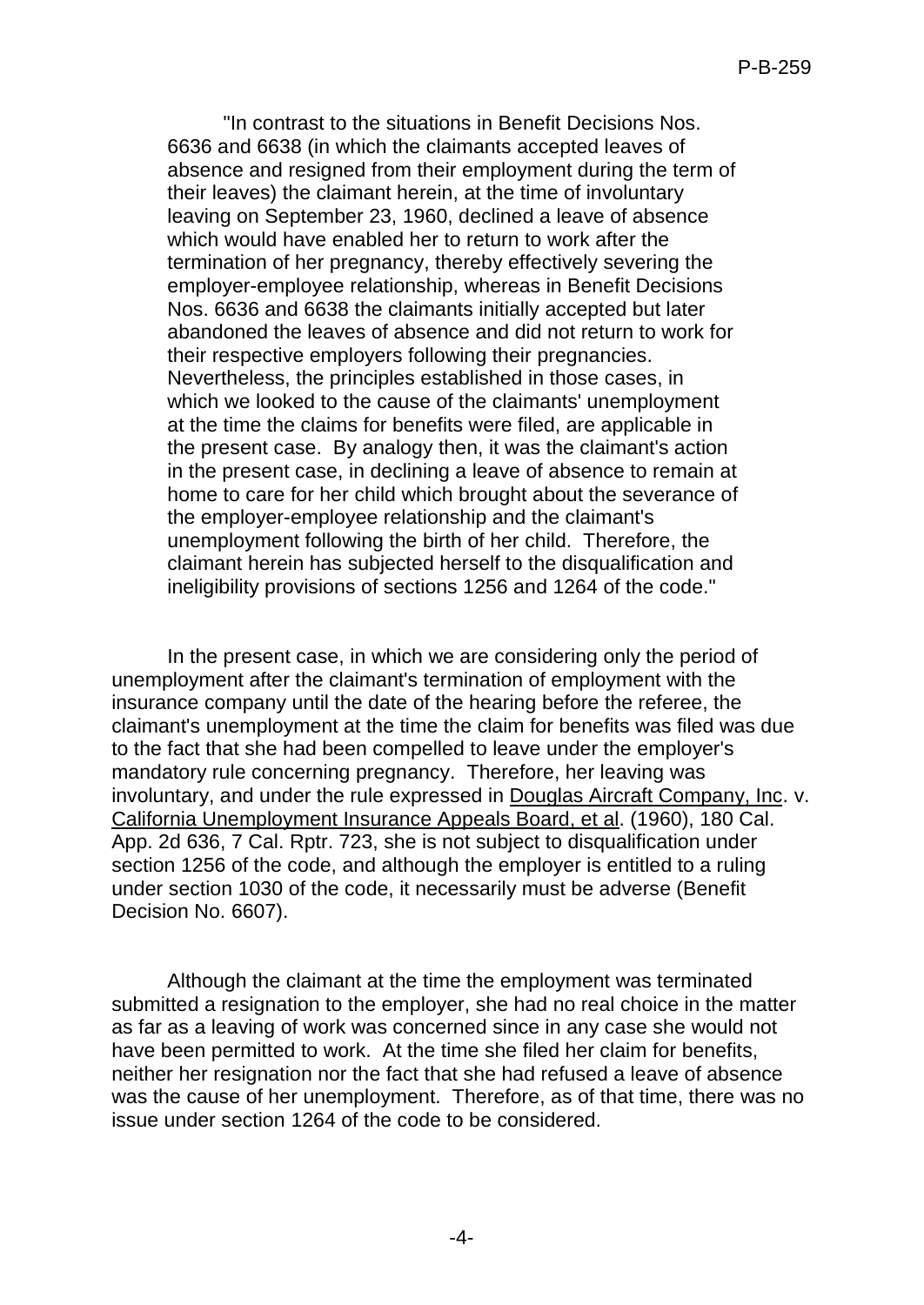> "In contrast to the situations in Benefit Decisions Nos. 6636 and 6638 (in which the claimants accepted leaves of absence and resigned from their employment during the term of their leaves) the claimant herein, at the time of involuntary leaving on September 23, 1960, declined a leave of absence which would have enabled her to return to work after the termination of her pregnancy, thereby effectively severing the employer-employee relationship, whereas in Benefit Decisions Nos. 6636 and 6638 the claimants initially accepted but later abandoned the leaves of absence and did not return to work for their respective employers following their pregnancies. Nevertheless, the principles established in those cases, in which we looked to the cause of the claimants' unemployment at the time the claims for benefits were filed, are applicable in the present case. By analogy then, it was the claimant's action in the present case, in declining a leave of absence to remain at home to care for her child which brought about the severance of the employer-employee relationship and the claimant's unemployment following the birth of her child. Therefore, the claimant herein has subjected herself to the disqualification and ineligibility provisions of sections 1256 and 1264 of the code."

In the present case, in which we are considering only the period of unemployment after the claimant's termination of employment with the insurance company until the date of the hearing before the referee, the claimant's unemployment at the time the claim for benefits was filed was due to the fact that she had been compelled to leave under the employer's mandatory rule concerning pregnancy. Therefore, her leaving was involuntary, and under the rule expressed in Douglas Aircraft Company, Inc. v. California Unemployment Insurance Appeals Board, et al. (1960), 180 Cal. App. 2d 636, 7 Cal. Rptr. 723, she is not subject to disqualification under section 1256 of the code, and although the employer is entitled to a ruling under section 1030 of the code, it necessarily must be adverse (Benefit Decision No. 6607).

Although the claimant at the time the employment was terminated submitted a resignation to the employer, she had no real choice in the matter as far as a leaving of work was concerned since in any case she would not have been permitted to work. At the time she filed her claim for benefits, neither her resignation nor the fact that she had refused a leave of absence was the cause of her unemployment. Therefore, as of that time, there was no issue under section 1264 of the code to be considered.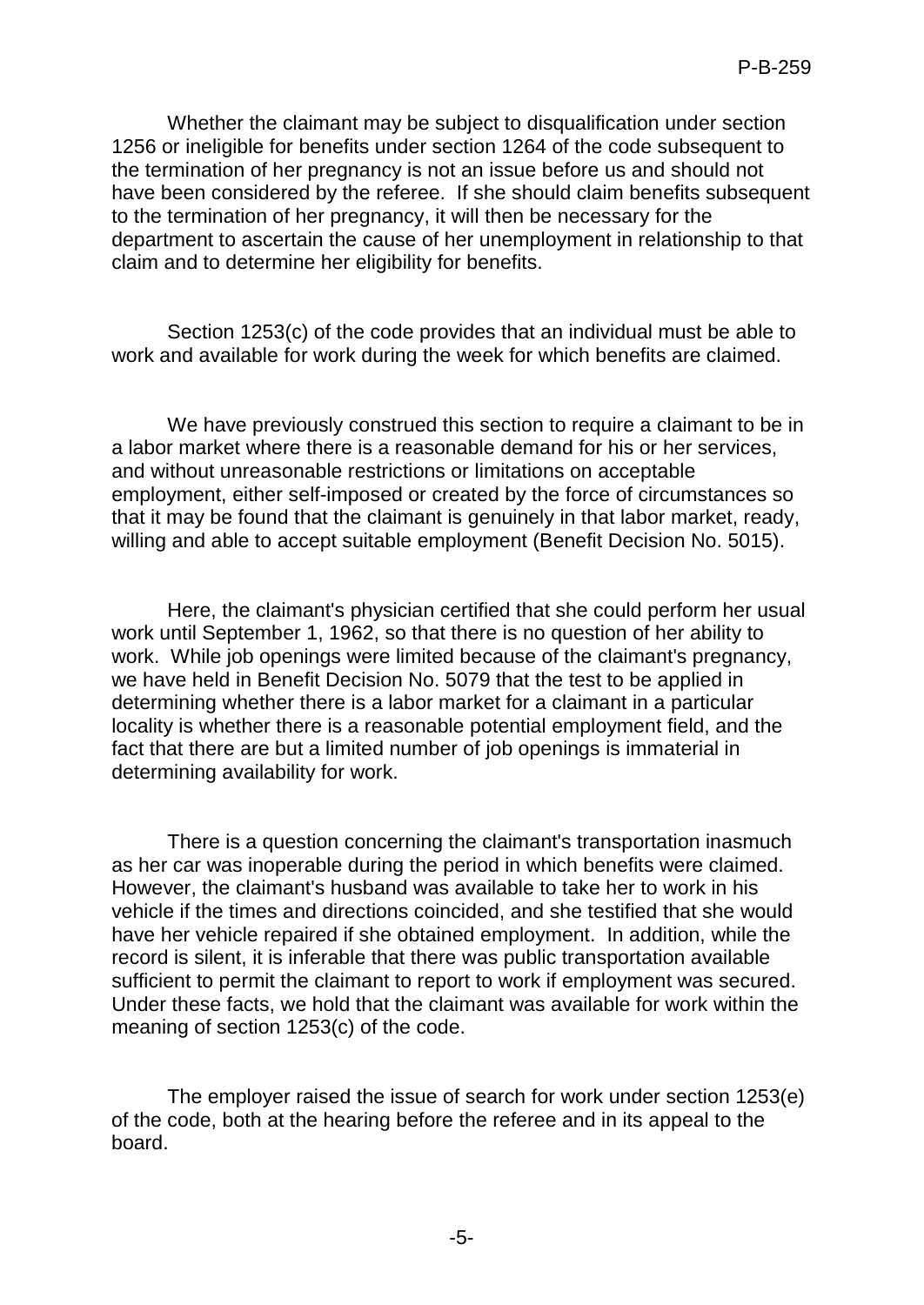Whether the claimant may be subject to disqualification under section 1256 or ineligible for benefits under section 1264 of the code subsequent to the termination of her pregnancy is not an issue before us and should not have been considered by the referee. If she should claim benefits subsequent to the termination of her pregnancy, it will then be necessary for the department to ascertain the cause of her unemployment in relationship to that claim and to determine her eligibility for benefits.

Section 1253(c) of the code provides that an individual must be able to work and available for work during the week for which benefits are claimed.

We have previously construed this section to require a claimant to be in a labor market where there is a reasonable demand for his or her services, and without unreasonable restrictions or limitations on acceptable employment, either self-imposed or created by the force of circumstances so that it may be found that the claimant is genuinely in that labor market, ready, willing and able to accept suitable employment (Benefit Decision No. 5015).

Here, the claimant's physician certified that she could perform her usual work until September 1, 1962, so that there is no question of her ability to work. While job openings were limited because of the claimant's pregnancy, we have held in Benefit Decision No. 5079 that the test to be applied in determining whether there is a labor market for a claimant in a particular locality is whether there is a reasonable potential employment field, and the fact that there are but a limited number of job openings is immaterial in determining availability for work.

There is a question concerning the claimant's transportation inasmuch as her car was inoperable during the period in which benefits were claimed. However, the claimant's husband was available to take her to work in his vehicle if the times and directions coincided, and she testified that she would have her vehicle repaired if she obtained employment. In addition, while the record is silent, it is inferable that there was public transportation available sufficient to permit the claimant to report to work if employment was secured. Under these facts, we hold that the claimant was available for work within the meaning of section 1253(c) of the code.

The employer raised the issue of search for work under section 1253(e) of the code, both at the hearing before the referee and in its appeal to the board.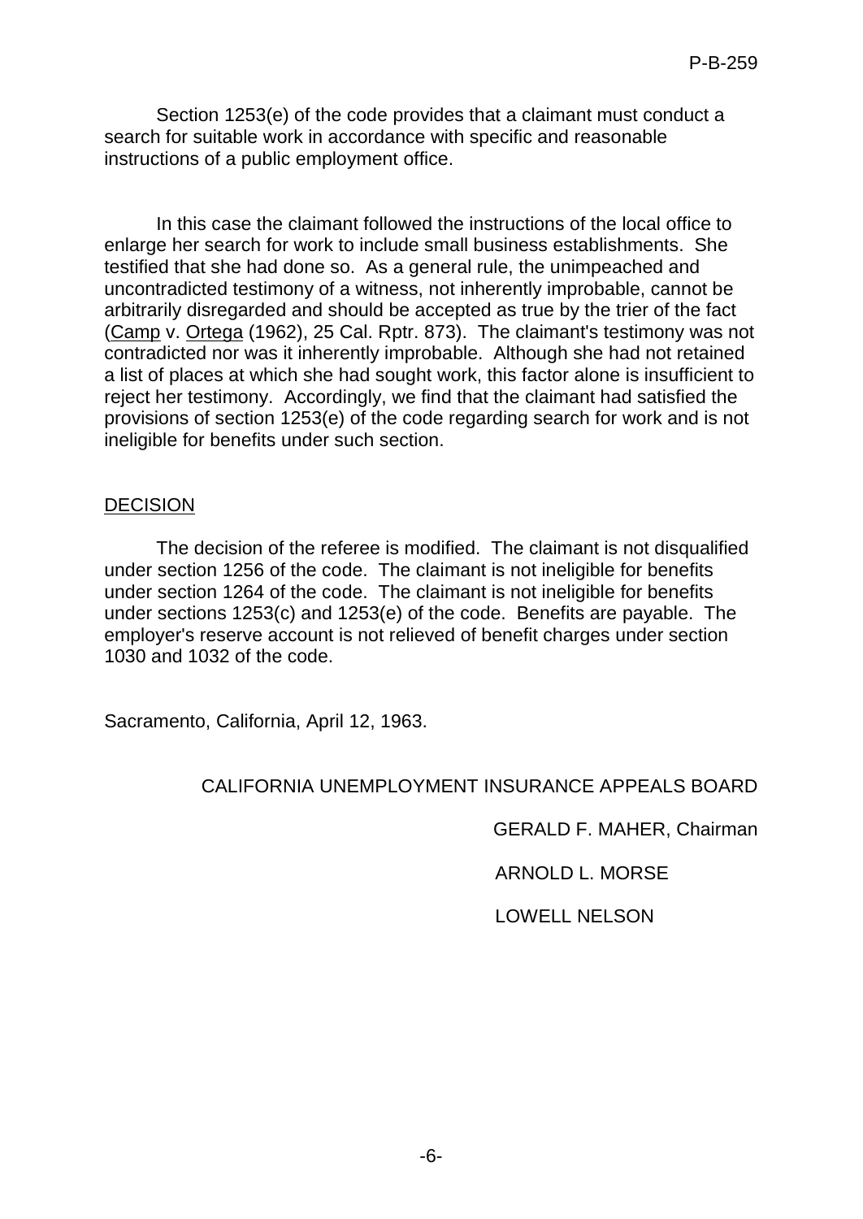Section 1253(e) of the code provides that a claimant must conduct a search for suitable work in accordance with specific and reasonable instructions of a public employment office.

In this case the claimant followed the instructions of the local office to enlarge her search for work to include small business establishments. She testified that she had done so. As a general rule, the unimpeached and uncontradicted testimony of a witness, not inherently improbable, cannot be arbitrarily disregarded and should be accepted as true by the trier of the fact (Camp v. Ortega (1962), 25 Cal. Rptr. 873). The claimant's testimony was not contradicted nor was it inherently improbable. Although she had not retained a list of places at which she had sought work, this factor alone is insufficient to reject her testimony. Accordingly, we find that the claimant had satisfied the provisions of section 1253(e) of the code regarding search for work and is not ineligible for benefits under such section.

## DECISION

The decision of the referee is modified. The claimant is not disqualified under section 1256 of the code. The claimant is not ineligible for benefits under section 1264 of the code. The claimant is not ineligible for benefits under sections 1253(c) and 1253(e) of the code. Benefits are payable. The employer's reserve account is not relieved of benefit charges under section 1030 and 1032 of the code.

Sacramento, California, April 12, 1963.

CALIFORNIA UNEMPLOYMENT INSURANCE APPEALS BOARD

GERALD F. MAHER, Chairman

ARNOLD L. MORSE

LOWELL NELSON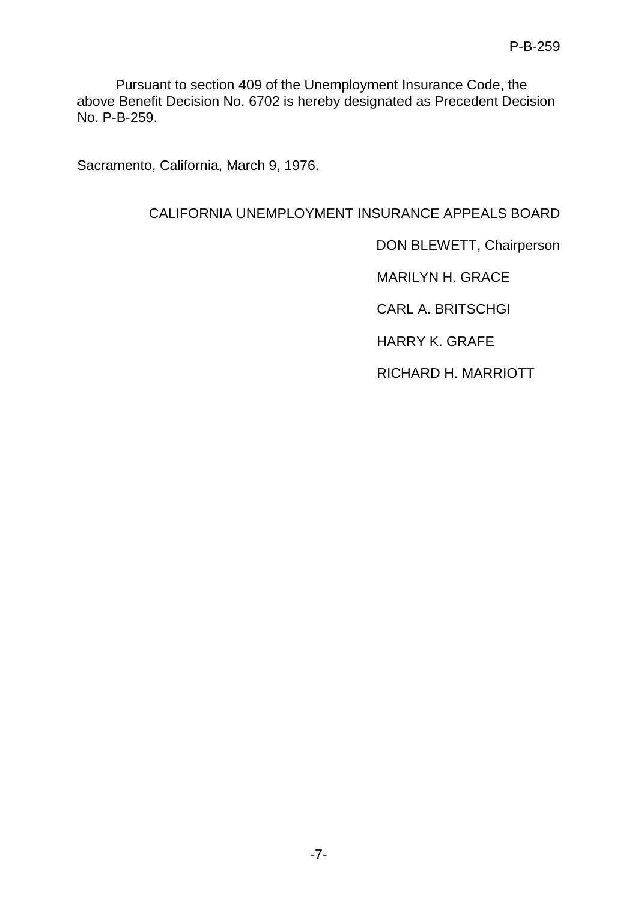Pursuant to section 409 of the Unemployment Insurance Code, the above Benefit Decision No. 6702 is hereby designated as Precedent Decision No. P-B-259.

Sacramento, California, March 9, 1976.

CALIFORNIA UNEMPLOYMENT INSURANCE APPEALS BOARD

DON BLEWETT, Chairperson

MARILYN H. GRACE

CARL A. BRITSCHGI

HARRY K. GRAFE

RICHARD H. MARRIOTT